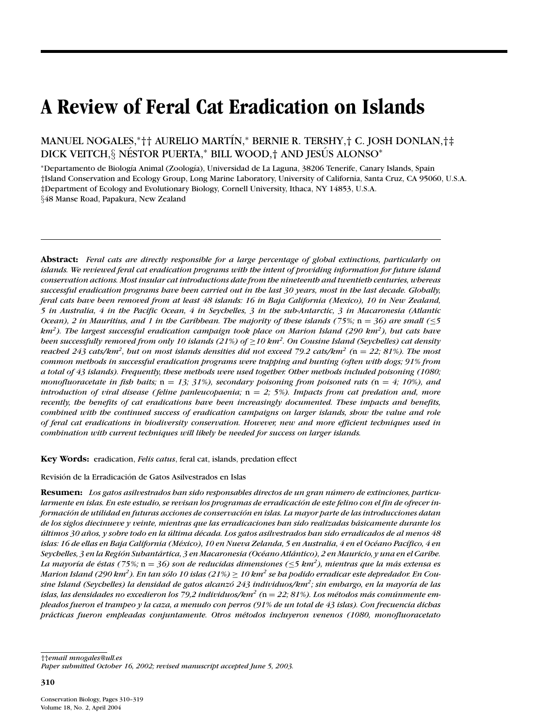# A Review of Feral Cat Eradication on Islands

MANUEL NOGALES,*†† AURELIO MARTÍN,* BERNIE R. TERSHY,† C. JOSH DONLAN,†‡ DICK VEITCH,§ NÉSTOR PUERTA,* BILL WOOD,† AND JESÚS ALONSO*

*Departamento de Biología Animal (Zoología), Universidad de La Laguna, 38206 Tenerife, Canary Islands, Spain
†Island Conservation and Ecology Group, Long Marine Laboratory, University of California, Santa Cruz, CA 95060, U.S.A.
‡Department of Ecology and Evolutionary Biology, Cornell University, Ithaca, NY 14853, U.S.A.
§48 Manse Road, Papakura, New Zealand

---

**Abstract:** *Feral cats are directly responsible for a large percentage of global extinctions, particularly on islands. We reviewed feral cat eradication programs with the intent of providing information for future island conservation actions. Most insular cat introductions date from the nineteenth and twentieth centuries, whereas successful eradication programs have been carried out in the last 30 years, most in the last decade. Globally, feral cats have been removed from at least 48 islands: 16 in Baja California (Mexico), 10 in New Zealand, 5 in Australia, 4 in the Pacific Ocean, 4 in Seychelles, 3 in the sub-Antarctic, 3 in Macaronesia (Atlantic Ocean), 2 in Mauritius, and 1 in the Caribbean. The majority of these islands (75%;* n = 36*) are small (≤5 km²). The largest successful eradication campaign took place on Marion Island (290 km²), but cats have been successfully removed from only 10 islands (21%) of ≥10 km². On Cousine Island (Seychelles) cat density reached 243 cats/km², but on most islands densities did not exceed 79.2 cats/km² (*n = 22*; 81%). The most common methods in successful eradication programs were trapping and hunting (often with dogs; 91% from a total of 43 islands). Frequently, these methods were used together. Other methods included poisoning (1080; monofluoroacetate in fish baits;* n = 13*; 31%), secondary poisoning from poisoned rats (*n = 4*; 10%), and introduction of viral disease (feline panleucopaenia;* n = 2*; 5%). Impacts from cat predation and, more recently, the benefits of cat eradications have been increasingly documented. These impacts and benefits, combined with the continued success of eradication campaigns on larger islands, show the value and role of feral cat eradications in biodiversity conservation. However, new and more efficient techniques used in combination with current techniques will likely be needed for success on larger islands.*

**Key Words:** eradication, *Felis catus*, feral cat, islands, predation effect

Revisión de la Erradicación de Gatos Asilvestrados en Islas

**Resumen:** *Los gatos asilvestrados han sido responsables directos de un gran número de extinciones, particularmente en islas. En este estudio, se revisan los programas de erradicación de este felino con el fin de ofrecer información de utilidad en futuras acciones de conservación en islas. La mayor parte de las introducciones datan de los siglos diecinueve y veinte, mientras que las erradicaciones han sido realizadas básicamente durante los últimos 30 años, y sobre todo en la última década. Los gatos asilvestrados han sido erradicados de al menos 48 islas: 16 de ellas en Baja California (México), 10 en Nueva Zelanda, 5 en Australia, 4 en el Océano Pacífico, 4 en Seychelles, 3 en la Región Subantártica, 3 en Macaronesia (Océano Atlántico), 2 en Mauricio, y una en el Caribe. La mayoría de éstas (75%;* n = 36*) son de reducidas dimensiones (≤5 km²), mientras que la más extensa es Marion Island (290 km²). En tan sólo 10 islas (21%) ≥ 10 km² se ha podido erradicar este depredador. En Cousine Island (Seychelles) la densidad de gatos alcanzó 243 individuos/km²; sin embargo, en la mayoría de las islas, las densidades no excedieron los 79,2 individuos/km² (*n = 22*; 81%). Los métodos más comúnmente empleados fueron el trampeo y la caza, a menudo con perros (91% de un total de 43 islas). Con frecuencia dichas prácticas fueron empleadas conjuntamente. Otros métodos incluyeron venenos (1080, monofluoracetato*

---

††*email mnogales@ull.es*
*Paper submitted October 16, 2002; revised manuscript accepted June 5, 2003.*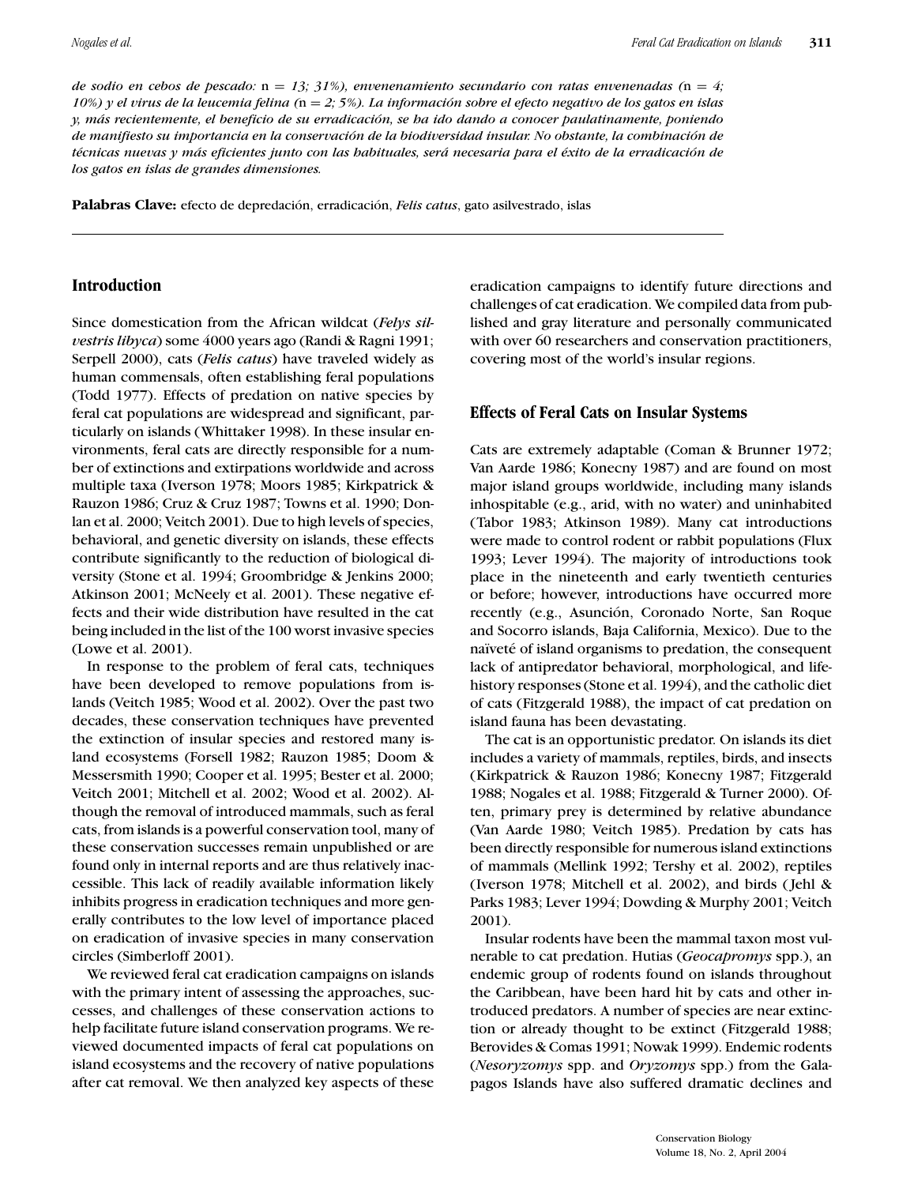*de sodio en cebos de pescado:* n *= 13; 31%), envenenamiento secundario con ratas envenenadas (*n *= 4; 10%) y el virus de la leucemia felina (*n *= 2; 5%). La información sobre el efecto negativo de los gatos en islas y, más recientemente, el beneficio de su erradicación, se ha ido dando a conocer paulatinamente, poniendo de manifiesto su importancia en la conservación de la biodiversidad insular. No obstante, la combinación de técnicas nuevas y más eficientes junto con las habituales, será necesaria para el éxito de la erradicación de los gatos en islas de grandes dimensiones.*

**Palabras Clave:** efecto de depredación, erradicación, *Felis catus*, gato asilvestrado, islas

## Introduction

Since domestication from the African wildcat (*Felys silvestris libyca*) some 4000 years ago (Randi & Ragni 1991; Serpell 2000), cats (*Felis catus*) have traveled widely as human commensals, often establishing feral populations (Todd 1977). Effects of predation on native species by feral cat populations are widespread and significant, particularly on islands (Whittaker 1998). In these insular environments, feral cats are directly responsible for a number of extinctions and extirpations worldwide and across multiple taxa (Iverson 1978; Moors 1985; Kirkpatrick & Rauzon 1986; Cruz & Cruz 1987; Towns et al. 1990; Donlan et al. 2000; Veitch 2001). Due to high levels of species, behavioral, and genetic diversity on islands, these effects contribute significantly to the reduction of biological diversity (Stone et al. 1994; Groombridge & Jenkins 2000; Atkinson 2001; McNeely et al. 2001). These negative effects and their wide distribution have resulted in the cat being included in the list of the 100 worst invasive species (Lowe et al. 2001).

In response to the problem of feral cats, techniques have been developed to remove populations from islands (Veitch 1985; Wood et al. 2002). Over the past two decades, these conservation techniques have prevented the extinction of insular species and restored many island ecosystems (Forsell 1982; Rauzon 1985; Doom & Messersmith 1990; Cooper et al. 1995; Bester et al. 2000; Veitch 2001; Mitchell et al. 2002; Wood et al. 2002). Although the removal of introduced mammals, such as feral cats, from islands is a powerful conservation tool, many of these conservation successes remain unpublished or are found only in internal reports and are thus relatively inaccessible. This lack of readily available information likely inhibits progress in eradication techniques and more generally contributes to the low level of importance placed on eradication of invasive species in many conservation circles (Simberloff 2001).

We reviewed feral cat eradication campaigns on islands with the primary intent of assessing the approaches, successes, and challenges of these conservation actions to help facilitate future island conservation programs. We reviewed documented impacts of feral cat populations on island ecosystems and the recovery of native populations after cat removal. We then analyzed key aspects of these eradication campaigns to identify future directions and challenges of cat eradication. We compiled data from published and gray literature and personally communicated with over 60 researchers and conservation practitioners, covering most of the world's insular regions.

## Effects of Feral Cats on Insular Systems

Cats are extremely adaptable (Coman & Brunner 1972; Van Aarde 1986; Konecny 1987) and are found on most major island groups worldwide, including many islands inhospitable (e.g., arid, with no water) and uninhabited (Tabor 1983; Atkinson 1989). Many cat introductions were made to control rodent or rabbit populations (Flux 1993; Lever 1994). The majority of introductions took place in the nineteenth and early twentieth centuries or before; however, introductions have occurred more recently (e.g., Asunción, Coronado Norte, San Roque and Socorro islands, Baja California, Mexico). Due to the naïveté of island organisms to predation, the consequent lack of antipredator behavioral, morphological, and life-history responses (Stone et al. 1994), and the catholic diet of cats (Fitzgerald 1988), the impact of cat predation on island fauna has been devastating.

The cat is an opportunistic predator. On islands its diet includes a variety of mammals, reptiles, birds, and insects (Kirkpatrick & Rauzon 1986; Konecny 1987; Fitzgerald 1988; Nogales et al. 1988; Fitzgerald & Turner 2000). Often, primary prey is determined by relative abundance (Van Aarde 1980; Veitch 1985). Predation by cats has been directly responsible for numerous island extinctions of mammals (Mellink 1992; Tershy et al. 2002), reptiles (Iverson 1978; Mitchell et al. 2002), and birds (Jehl & Parks 1983; Lever 1994; Dowding & Murphy 2001; Veitch 2001).

Insular rodents have been the mammal taxon most vulnerable to cat predation. Hutias (*Geocapromys* spp.), an endemic group of rodents found on islands throughout the Caribbean, have been hard hit by cats and other introduced predators. A number of species are near extinction or already thought to be extinct (Fitzgerald 1988; Berovides & Comas 1991; Nowak 1999). Endemic rodents (*Nesoryzomys* spp. and *Oryzomys* spp.) from the Galapagos Islands have also suffered dramatic declines and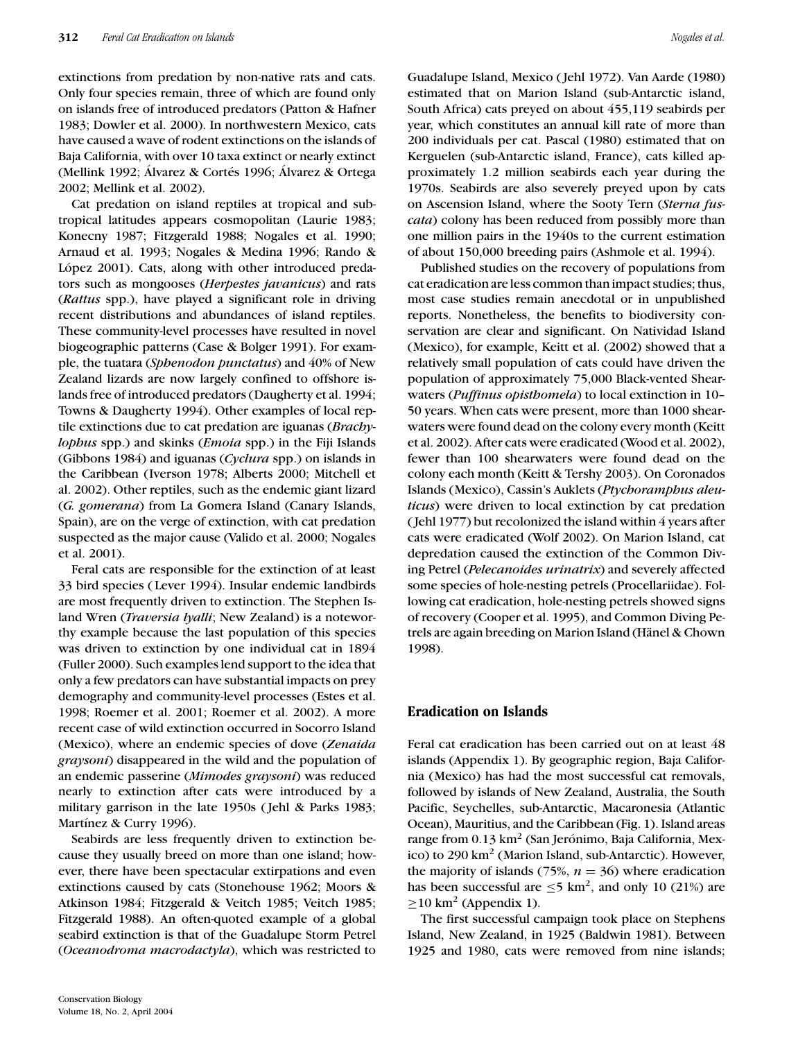extinctions from predation by non-native rats and cats. Only four species remain, three of which are found only on islands free of introduced predators (Patton & Hafner 1983; Dowler et al. 2000). In northwestern Mexico, cats have caused a wave of rodent extinctions on the islands of Baja California, with over 10 taxa extinct or nearly extinct (Mellink 1992; Álvarez & Cortés 1996; Álvarez & Ortega 2002; Mellink et al. 2002).

Cat predation on island reptiles at tropical and subtropical latitudes appears cosmopolitan (Laurie 1983; Konecny 1987; Fitzgerald 1988; Nogales et al. 1990; Arnaud et al. 1993; Nogales & Medina 1996; Rando & López 2001). Cats, along with other introduced predators such as mongooses (*Herpestes javanicus*) and rats (*Rattus* spp.), have played a significant role in driving recent distributions and abundances of island reptiles. These community-level processes have resulted in novel biogeographic patterns (Case & Bolger 1991). For example, the tuatara (*Sphenodon punctatus*) and 40% of New Zealand lizards are now largely confined to offshore islands free of introduced predators (Daugherty et al. 1994; Towns & Daugherty 1994). Other examples of local reptile extinctions due to cat predation are iguanas (*Brachylophus* spp.) and skinks (*Emoia* spp.) in the Fiji Islands (Gibbons 1984) and iguanas (*Cyclura* spp.) on islands in the Caribbean (Iverson 1978; Alberts 2000; Mitchell et al. 2002). Other reptiles, such as the endemic giant lizard (*G. gomerana*) from La Gomera Island (Canary Islands, Spain), are on the verge of extinction, with cat predation suspected as the major cause (Valido et al. 2000; Nogales et al. 2001).

Feral cats are responsible for the extinction of at least 33 bird species (Lever 1994). Insular endemic landbirds are most frequently driven to extinction. The Stephen Island Wren (*Traversia lyalli*; New Zealand) is a noteworthy example because the last population of this species was driven to extinction by one individual cat in 1894 (Fuller 2000). Such examples lend support to the idea that only a few predators can have substantial impacts on prey demography and community-level processes (Estes et al. 1998; Roemer et al. 2001; Roemer et al. 2002). A more recent case of wild extinction occurred in Socorro Island (Mexico), where an endemic species of dove (*Zenaida graysoni*) disappeared in the wild and the population of an endemic passerine (*Mimodes graysoni*) was reduced nearly to extinction after cats were introduced by a military garrison in the late 1950s (Jehl & Parks 1983; Martínez & Curry 1996).

Seabirds are less frequently driven to extinction because they usually breed on more than one island; however, there have been spectacular extirpations and even extinctions caused by cats (Stonehouse 1962; Moors & Atkinson 1984; Fitzgerald & Veitch 1985; Veitch 1985; Fitzgerald 1988). An often-quoted example of a global seabird extinction is that of the Guadalupe Storm Petrel (*Oceanodroma macrodactyla*), which was restricted to Guadalupe Island, Mexico (Jehl 1972). Van Aarde (1980) estimated that on Marion Island (sub-Antarctic island, South Africa) cats preyed on about 455,119 seabirds per year, which constitutes an annual kill rate of more than 200 individuals per cat. Pascal (1980) estimated that on Kerguelen (sub-Antarctic island, France), cats killed approximately 1.2 million seabirds each year during the 1970s. Seabirds are also severely preyed upon by cats on Ascension Island, where the Sooty Tern (*Sterna fuscata*) colony has been reduced from possibly more than one million pairs in the 1940s to the current estimation of about 150,000 breeding pairs (Ashmole et al. 1994).

Published studies on the recovery of populations from cat eradication are less common than impact studies; thus, most case studies remain anecdotal or in unpublished reports. Nonetheless, the benefits to biodiversity conservation are clear and significant. On Natividad Island (Mexico), for example, Keitt et al. (2002) showed that a relatively small population of cats could have driven the population of approximately 75,000 Black-vented Shearwaters (*Puffinus opisthomela*) to local extinction in 10–50 years. When cats were present, more than 1000 shearwaters were found dead on the colony every month (Keitt et al. 2002). After cats were eradicated (Wood et al. 2002), fewer than 100 shearwaters were found dead on the colony each month (Keitt & Tershy 2003). On Coronados Islands (Mexico), Cassin's Auklets (*Ptychoramphus aleuticus*) were driven to local extinction by cat predation (Jehl 1977) but recolonized the island within 4 years after cats were eradicated (Wolf 2002). On Marion Island, cat depredation caused the extinction of the Common Diving Petrel (*Pelecanoides urinatrix*) and severely affected some species of hole-nesting petrels (Procellariidae). Following cat eradication, hole-nesting petrels showed signs of recovery (Cooper et al. 1995), and Common Diving Petrels are again breeding on Marion Island (Hänel & Chown 1998).

## Eradication on Islands

Feral cat eradication has been carried out on at least 48 islands (Appendix 1). By geographic region, Baja California (Mexico) has had the most successful cat removals, followed by islands of New Zealand, Australia, the South Pacific, Seychelles, sub-Antarctic, Macaronesia (Atlantic Ocean), Mauritius, and the Caribbean (Fig. 1). Island areas range from 0.13 km$^2$ (San Jerónimo, Baja California, Mexico) to 290 km$^2$ (Marion Island, sub-Antarctic). However, the majority of islands (75%, $n = 36$) where eradication has been successful are $\leq 5$ km$^2$, and only 10 (21%) are $\geq 10$ km$^2$ (Appendix 1).

The first successful campaign took place on Stephens Island, New Zealand, in 1925 (Baldwin 1981). Between 1925 and 1980, cats were removed from nine islands;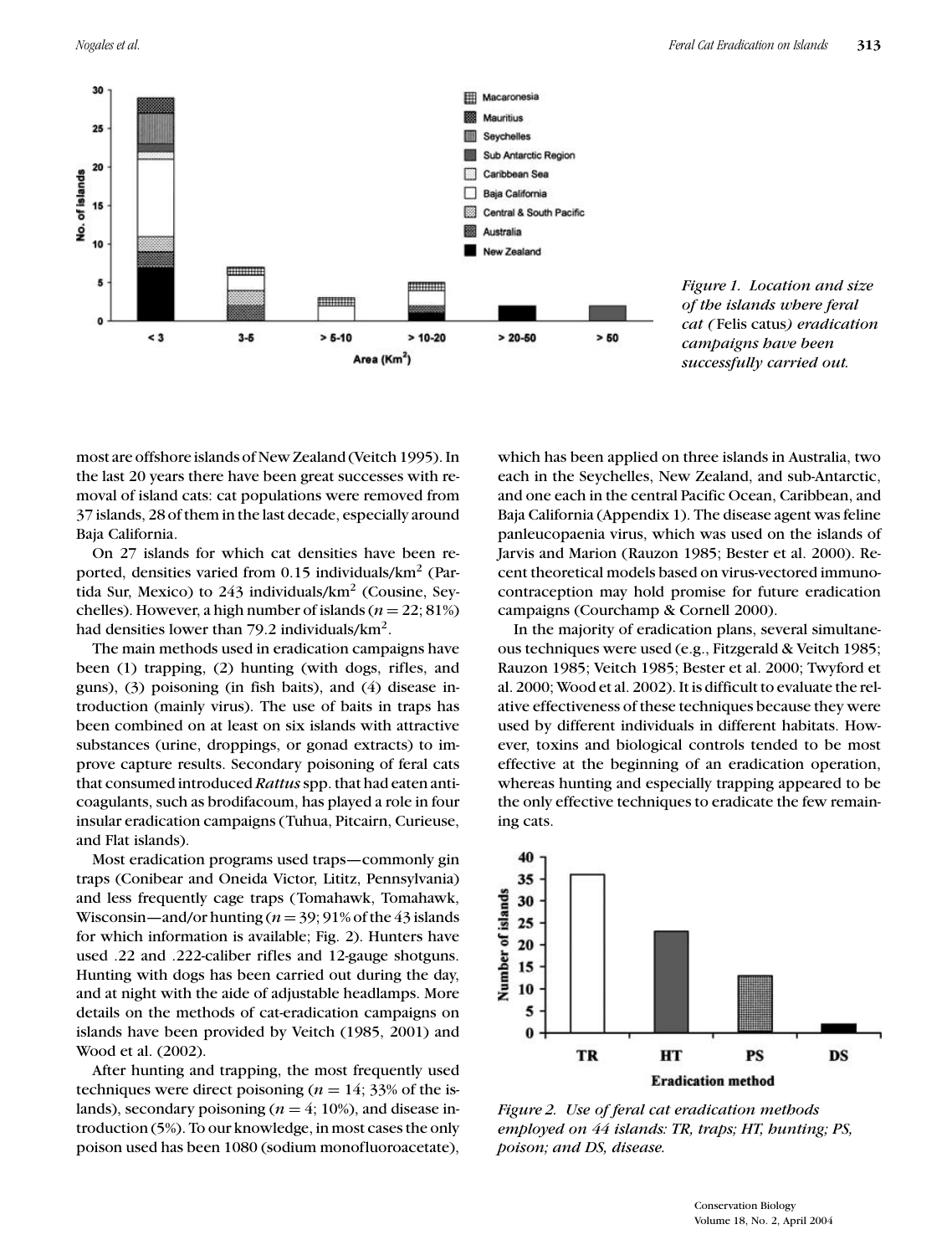*Figure 1. Location and size of the islands where feral cat (* Felis catus*) eradication campaigns have been successfully carried out.*

most are offshore islands of New Zealand (Veitch 1995). In the last 20 years there have been great successes with removal of island cats: cat populations were removed from 37 islands, 28 of them in the last decade, especially around Baja California.

On 27 islands for which cat densities have been reported, densities varied from 0.15 individuals/km$^2$ (Partida Sur, Mexico) to 243 individuals/km$^2$ (Cousine, Seychelles). However, a high number of islands ($n = 22$; 81%) had densities lower than 79.2 individuals/km$^2$.

The main methods used in eradication campaigns have been (1) trapping, (2) hunting (with dogs, rifles, and guns), (3) poisoning (in fish baits), and (4) disease introduction (mainly virus). The use of baits in traps has been combined on at least on six islands with attractive substances (urine, droppings, or gonad extracts) to improve capture results. Secondary poisoning of feral cats that consumed introduced *Rattus* spp. that had eaten anticoagulants, such as brodifacoum, has played a role in four insular eradication campaigns (Tuhua, Pitcairn, Curieuse, and Flat islands).

Most eradication programs used traps—commonly gin traps (Conibear and Oneida Victor, Lititz, Pennsylvania) and less frequently cage traps (Tomahawk, Tomahawk, Wisconsin—and/or hunting ($n = 39$; 91% of the 43 islands for which information is available; Fig. 2). Hunters have used .22 and .222-caliber rifles and 12-gauge shotguns. Hunting with dogs has been carried out during the day, and at night with the aide of adjustable headlamps. More details on the methods of cat-eradication campaigns on islands have been provided by Veitch (1985, 2001) and Wood et al. (2002).

After hunting and trapping, the most frequently used techniques were direct poisoning ($n = 14$; 33% of the islands), secondary poisoning ($n = 4$; 10%), and disease introduction (5%). To our knowledge, in most cases the only poison used has been 1080 (sodium monofluoroacetate), which has been applied on three islands in Australia, two each in the Seychelles, New Zealand, and sub-Antarctic, and one each in the central Pacific Ocean, Caribbean, and Baja California (Appendix 1). The disease agent was feline panleucopaenia virus, which was used on the islands of Jarvis and Marion (Rauzon 1985; Bester et al. 2000). Recent theoretical models based on virus-vectored immunocontraception may hold promise for future eradication campaigns (Courchamp & Cornell 2000).

In the majority of eradication plans, several simultaneous techniques were used (e.g., Fitzgerald & Veitch 1985; Rauzon 1985; Veitch 1985; Bester et al. 2000; Twyford et al. 2000; Wood et al. 2002). It is difficult to evaluate the relative effectiveness of these techniques because they were used by different individuals in different habitats. However, toxins and biological controls tended to be most effective at the beginning of an eradication operation, whereas hunting and especially trapping appeared to be the only effective techniques to eradicate the few remaining cats.

*Figure 2. Use of feral cat eradication methods employed on 44 islands: TR, traps; HT, hunting; PS, poison; and DS, disease.*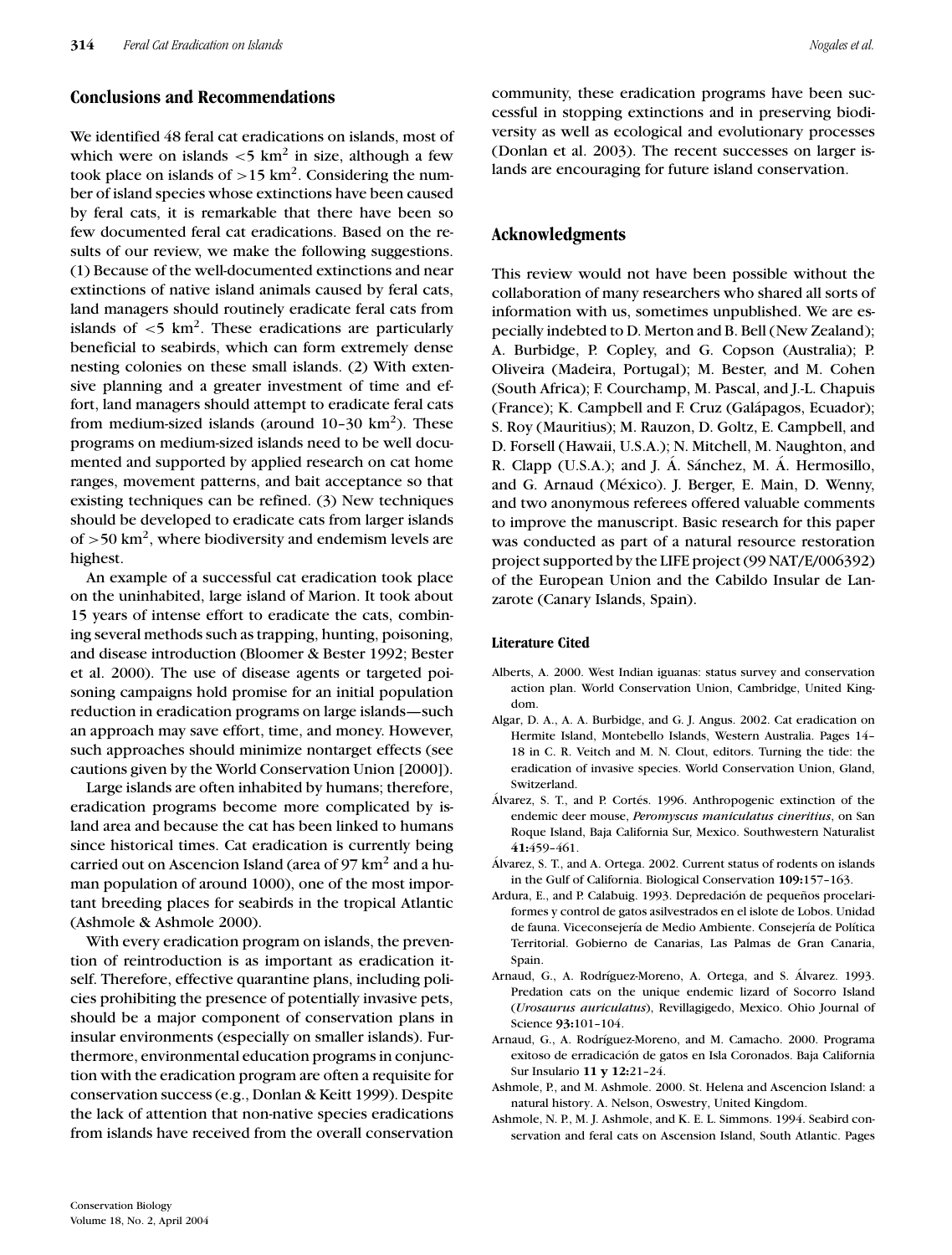## Conclusions and Recommendations

We identified 48 feral cat eradications on islands, most of which were on islands $<5$ km$^2$ in size, although a few took place on islands of $>15$ km$^2$. Considering the number of island species whose extinctions have been caused by feral cats, it is remarkable that there have been so few documented feral cat eradications. Based on the results of our review, we make the following suggestions. (1) Because of the well-documented extinctions and near extinctions of native island animals caused by feral cats, land managers should routinely eradicate feral cats from islands of $<5$ km$^2$. These eradications are particularly beneficial to seabirds, which can form extremely dense nesting colonies on these small islands. (2) With extensive planning and a greater investment of time and effort, land managers should attempt to eradicate feral cats from medium-sized islands (around 10–30 km$^2$). These programs on medium-sized islands need to be well documented and supported by applied research on cat home ranges, movement patterns, and bait acceptance so that existing techniques can be refined. (3) New techniques should be developed to eradicate cats from larger islands of $>50$ km$^2$, where biodiversity and endemism levels are highest.

An example of a successful cat eradication took place on the uninhabited, large island of Marion. It took about 15 years of intense effort to eradicate the cats, combining several methods such as trapping, hunting, poisoning, and disease introduction (Bloomer & Bester 1992; Bester et al. 2000). The use of disease agents or targeted poisoning campaigns hold promise for an initial population reduction in eradication programs on large islands—such an approach may save effort, time, and money. However, such approaches should minimize nontarget effects (see cautions given by the World Conservation Union [2000]).

Large islands are often inhabited by humans; therefore, eradication programs become more complicated by island area and because the cat has been linked to humans since historical times. Cat eradication is currently being carried out on Ascencion Island (area of 97 km$^2$ and a human population of around 1000), one of the most important breeding places for seabirds in the tropical Atlantic (Ashmole & Ashmole 2000).

With every eradication program on islands, the prevention of reintroduction is as important as eradication itself. Therefore, effective quarantine plans, including policies prohibiting the presence of potentially invasive pets, should be a major component of conservation plans in insular environments (especially on smaller islands). Furthermore, environmental education programs in conjunction with the eradication program are often a requisite for conservation success (e.g., Donlan & Keitt 1999). Despite the lack of attention that non-native species eradications from islands have received from the overall conservation community, these eradication programs have been successful in stopping extinctions and in preserving biodiversity as well as ecological and evolutionary processes (Donlan et al. 2003). The recent successes on larger islands are encouraging for future island conservation.

## Acknowledgments

This review would not have been possible without the collaboration of many researchers who shared all sorts of information with us, sometimes unpublished. We are especially indebted to D. Merton and B. Bell (New Zealand); A. Burbidge, P. Copley, and G. Copson (Australia); P. Oliveira (Madeira, Portugal); M. Bester, and M. Cohen (South Africa); F. Courchamp, M. Pascal, and J.-L. Chapuis (France); K. Campbell and F. Cruz (Galápagos, Ecuador); S. Roy (Mauritius); M. Rauzon, D. Goltz, E. Campbell, and D. Forsell (Hawaii, U.S.A.); N. Mitchell, M. Naughton, and R. Clapp (U.S.A.); and J. Á. Sánchez, M. Á. Hermosillo, and G. Arnaud (México). J. Berger, E. Main, D. Wenny, and two anonymous referees offered valuable comments to improve the manuscript. Basic research for this paper was conducted as part of a natural resource restoration project supported by the LIFE project (99 NAT/E/006392) of the European Union and the Cabildo Insular de Lanzarote (Canary Islands, Spain).

### Literature Cited

Alberts, A. 2000. West Indian iguanas: status survey and conservation action plan. World Conservation Union, Cambridge, United Kingdom.

Algar, D. A., A. A. Burbidge, and G. J. Angus. 2002. Cat eradication on Hermite Island, Montebello Islands, Western Australia. Pages 14–18 in C. R. Veitch and M. N. Clout, editors. Turning the tide: the eradication of invasive species. World Conservation Union, Gland, Switzerland.

Álvarez, S. T., and P. Cortés. 1996. Anthropogenic extinction of the endemic deer mouse, *Peromyscus maniculatus cineritius*, on San Roque Island, Baja California Sur, Mexico. Southwestern Naturalist **41:**459–461.

Álvarez, S. T., and A. Ortega. 2002. Current status of rodents on islands in the Gulf of California. Biological Conservation **109:**157–163.

Ardura, E., and P. Calabuig. 1993. Depredación de pequeños procelariformes y control de gatos asilvestrados en el islote de Lobos. Unidad de fauna. Viceconsejería de Medio Ambiente. Consejería de Política Territorial. Gobierno de Canarias, Las Palmas de Gran Canaria, Spain.

Arnaud, G., A. Rodríguez-Moreno, A. Ortega, and S. Álvarez. 1993. Predation cats on the unique endemic lizard of Socorro Island (*Urosaurus auriculatus*), Revillagigedo, Mexico. Ohio Journal of Science **93:**101–104.

Arnaud, G., A. Rodríguez-Moreno, and M. Camacho. 2000. Programa exitoso de erradicación de gatos en Isla Coronados. Baja California Sur Insulario **11 y 12:**21–24.

Ashmole, P., and M. Ashmole. 2000. St. Helena and Ascencion Island: a natural history. A. Nelson, Oswestry, United Kingdom.

Ashmole, N. P., M. J. Ashmole, and K. E. L. Simmons. 1994. Seabird conservation and feral cats on Ascension Island, South Atlantic. Pages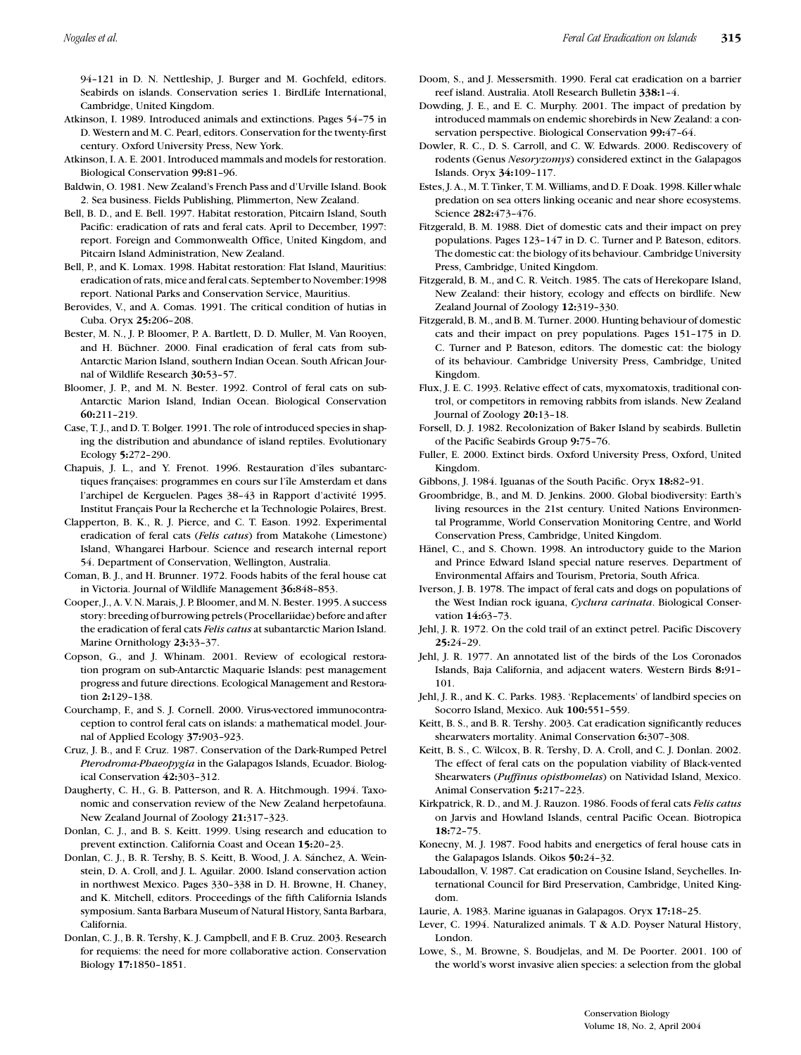94–121 in D. N. Nettleship, J. Burger and M. Gochfeld, editors. Seabirds on islands. Conservation series 1. BirdLife International, Cambridge, United Kingdom.

Atkinson, I. 1989. Introduced animals and extinctions. Pages 54–75 in D. Western and M. C. Pearl, editors. Conservation for the twenty-first century. Oxford University Press, New York.

Atkinson, I. A. E. 2001. Introduced mammals and models for restoration. Biological Conservation **99:**81–96.

Baldwin, O. 1981. New Zealand's French Pass and d'Urville Island. Book 2. Sea business. Fields Publishing, Plimmerton, New Zealand.

Bell, B. D., and E. Bell. 1997. Habitat restoration, Pitcairn Island, South Pacific: eradication of rats and feral cats. April to December, 1997: report. Foreign and Commonwealth Office, United Kingdom, and Pitcairn Island Administration, New Zealand.

Bell, P., and K. Lomax. 1998. Habitat restoration: Flat Island, Mauritius: eradication of rats, mice and feral cats. September to November:1998 report. National Parks and Conservation Service, Mauritius.

Berovides, V., and A. Comas. 1991. The critical condition of hutias in Cuba. Oryx **25:**206–208.

Bester, M. N., J. P. Bloomer, P. A. Bartlett, D. D. Muller, M. Van Rooyen, and H. Büchner. 2000. Final eradication of feral cats from sub-Antarctic Marion Island, southern Indian Ocean. South African Journal of Wildlife Research **30:**53–57.

Bloomer, J. P., and M. N. Bester. 1992. Control of feral cats on sub-Antarctic Marion Island, Indian Ocean. Biological Conservation **60:**211–219.

Case, T. J., and D. T. Bolger. 1991. The role of introduced species in shaping the distribution and abundance of island reptiles. Evolutionary Ecology **5:**272–290.

Chapuis, J. L., and Y. Frenot. 1996. Restauration d'îles subantarctiques françaises: programmes en cours sur l'île Amsterdam et dans l'archipel de Kerguelen. Pages 38–43 in Rapport d'activité 1995. Institut Français Pour la Recherche et la Technologie Polaires, Brest.

Clapperton, B. K., R. J. Pierce, and C. T. Eason. 1992. Experimental eradication of feral cats (*Felis catus*) from Matakohe (Limestone) Island, Whangarei Harbour. Science and research internal report 54. Department of Conservation, Wellington, Australia.

Coman, B. J., and H. Brunner. 1972. Foods habits of the feral house cat in Victoria. Journal of Wildlife Management **36:**848–853.

Cooper, J., A. V. N. Marais, J. P. Bloomer, and M. N. Bester. 1995. A success story: breeding of burrowing petrels (Procellariidae) before and after the eradication of feral cats *Felis catus* at subantarctic Marion Island. Marine Ornithology **23:**33–37.

Copson, G., and J. Whinam. 2001. Review of ecological restoration program on sub-Antarctic Maquarie Islands: pest management progress and future directions. Ecological Management and Restoration **2:**129–138.

Courchamp, F., and S. J. Cornell. 2000. Virus-vectored immunocontraception to control feral cats on islands: a mathematical model. Journal of Applied Ecology **37:**903–923.

Cruz, J. B., and F. Cruz. 1987. Conservation of the Dark-Rumped Petrel *Pterodroma-Phaeopygia* in the Galapagos Islands, Ecuador. Biological Conservation **42:**303–312.

Daugherty, C. H., G. B. Patterson, and R. A. Hitchmough. 1994. Taxonomic and conservation review of the New Zealand herpetofauna. New Zealand Journal of Zoology **21:**317–323.

Donlan, C. J., and B. S. Keitt. 1999. Using research and education to prevent extinction. California Coast and Ocean **15:**20–23.

Donlan, C. J., B. R. Tershy, B. S. Keitt, B. Wood, J. A. Sánchez, A. Weinstein, D. A. Croll, and J. L. Aguilar. 2000. Island conservation action in northwest Mexico. Pages 330–338 in D. H. Browne, H. Chaney, and K. Mitchell, editors. Proceedings of the fifth California Islands symposium. Santa Barbara Museum of Natural History, Santa Barbara, California.

Donlan, C. J., B. R. Tershy, K. J. Campbell, and F. B. Cruz. 2003. Research for requiems: the need for more collaborative action. Conservation Biology **17:**1850–1851.

Doom, S., and J. Messersmith. 1990. Feral cat eradication on a barrier reef island. Australia. Atoll Research Bulletin **338:**1–4.

Dowding, J. E., and E. C. Murphy. 2001. The impact of predation by introduced mammals on endemic shorebirds in New Zealand: a conservation perspective. Biological Conservation **99:**47–64.

Dowler, R. C., D. S. Carroll, and C. W. Edwards. 2000. Rediscovery of rodents (Genus *Nesoryzomys*) considered extinct in the Galapagos Islands. Oryx **34:**109–117.

Estes, J. A., M. T. Tinker, T. M. Williams, and D. F. Doak. 1998. Killer whale predation on sea otters linking oceanic and near shore ecosystems. Science **282:**473–476.

Fitzgerald, B. M. 1988. Diet of domestic cats and their impact on prey populations. Pages 123–147 in D. C. Turner and P. Bateson, editors. The domestic cat: the biology of its behaviour. Cambridge University Press, Cambridge, United Kingdom.

Fitzgerald, B. M., and C. R. Veitch. 1985. The cats of Herekopare Island, New Zealand: their history, ecology and effects on birdlife. New Zealand Journal of Zoology **12:**319–330.

Fitzgerald, B. M., and B. M. Turner. 2000. Hunting behaviour of domestic cats and their impact on prey populations. Pages 151–175 in D. C. Turner and P. Bateson, editors. The domestic cat: the biology of its behaviour. Cambridge University Press, Cambridge, United Kingdom.

Flux, J. E. C. 1993. Relative effect of cats, myxomatoxis, traditional control, or competitors in removing rabbits from islands. New Zealand Journal of Zoology **20:**13–18.

Forsell, D. J. 1982. Recolonization of Baker Island by seabirds. Bulletin of the Pacific Seabirds Group **9:**75–76.

Fuller, E. 2000. Extinct birds. Oxford University Press, Oxford, United Kingdom.

Gibbons, J. 1984. Iguanas of the South Pacific. Oryx **18:**82–91.

Groombridge, B., and M. D. Jenkins. 2000. Global biodiversity: Earth's living resources in the 21st century. United Nations Environmental Programme, World Conservation Monitoring Centre, and World Conservation Press, Cambridge, United Kingdom.

Hänel, C., and S. Chown. 1998. An introductory guide to the Marion and Prince Edward Island special nature reserves. Department of Environmental Affairs and Tourism, Pretoria, South Africa.

Iverson, J. B. 1978. The impact of feral cats and dogs on populations of the West Indian rock iguana, *Cyclura carinata*. Biological Conservation **14:**63–73.

Jehl, J. R. 1972. On the cold trail of an extinct petrel. Pacific Discovery **25:**24–29.

Jehl, J. R. 1977. An annotated list of the birds of the Los Coronados Islands, Baja California, and adjacent waters. Western Birds **8:**91–101.

Jehl, J. R., and K. C. Parks. 1983. 'Replacements' of landbird species on Socorro Island, Mexico. Auk **100:**551–559.

Keitt, B. S., and B. R. Tershy. 2003. Cat eradication significantly reduces shearwaters mortality. Animal Conservation **6:**307–308.

Keitt, B. S., C. Wilcox, B. R. Tershy, D. A. Croll, and C. J. Donlan. 2002. The effect of feral cats on the population viability of Black-vented Shearwaters (*Puffinus opisthomelas*) on Natividad Island, Mexico. Animal Conservation **5:**217–223.

Kirkpatrick, R. D., and M. J. Rauzon. 1986. Foods of feral cats *Felis catus* on Jarvis and Howland Islands, central Pacific Ocean. Biotropica **18:**72–75.

Konecny, M. J. 1987. Food habits and energetics of feral house cats in the Galapagos Islands. Oikos **50:**24–32.

Laboudallon, V. 1987. Cat eradication on Cousine Island, Seychelles. International Council for Bird Preservation, Cambridge, United Kingdom.

Laurie, A. 1983. Marine iguanas in Galapagos. Oryx **17:**18–25.

Lever, C. 1994. Naturalized animals. T & A.D. Poyser Natural History, London.

Lowe, S., M. Browne, S. Boudjelas, and M. De Poorter. 2001. 100 of the world's worst invasive alien species: a selection from the global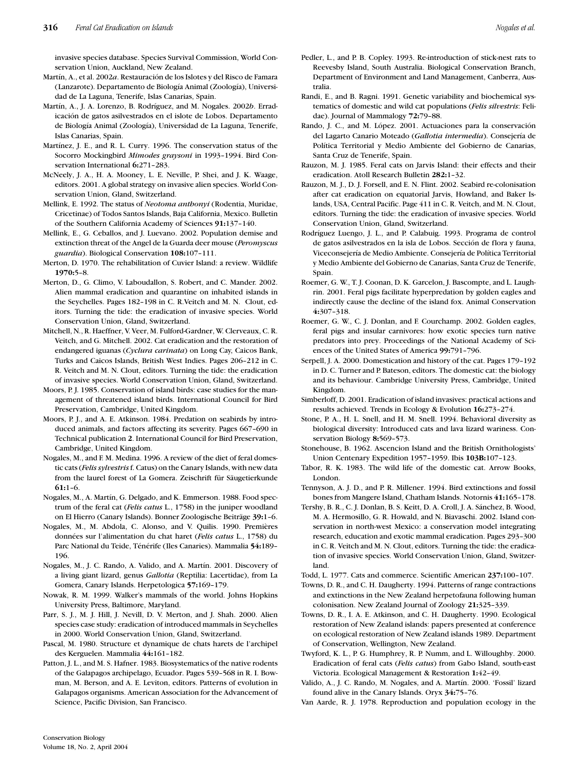invasive species database. Species Survival Commission, World Conservation Union, Auckland, New Zealand.

Martín, A., et al. 2002*a*. Restauración de los Islotes y del Risco de Famara (Lanzarote). Departamento de Biología Animal (Zoología), Universidad de La Laguna, Tenerife, Islas Canarias, Spain.

Martín, A., J. A. Lorenzo, B. Rodríguez, and M. Nogales. 2002*b*. Erradicación de gatos asilvestrados en el islote de Lobos. Departamento de Biología Animal (Zoología), Universidad de La Laguna, Tenerife, Islas Canarias, Spain.

Martínez, J. E., and R. L. Curry. 1996. The conservation status of the Socorro Mockingbird *Mimodes graysoni* in 1993–1994. Bird Conservation International **6:**271–283.

McNeely, J. A., H. A. Mooney, L. E. Neville, P. Shei, and J. K. Waage, editors. 2001. A global strategy on invasive alien species. World Conservation Union, Gland, Switzerland.

Mellink, E. 1992. The status of *Neotoma anthonyi* (Rodentia, Muridae, Cricetinae) of Todos Santos Islands, Baja California, Mexico. Bulletin of the Southern California Academy of Sciences **91:**137–140.

Mellink, E., G. Ceballos, and J. Luevano. 2002. Population demise and extinction threat of the Angel de la Guarda deer mouse (*Peromyscus guardia*). Biological Conservation **108:**107–111.

Merton, D. 1970. The rehabilitation of Cuvier Island: a review. Wildlife **1970:**5–8.

Merton, D., G. Climo, V. Laboudallon, S. Robert, and C. Mander. 2002. Alien mammal eradication and quarantine on inhabited islands in the Seychelles. Pages 182–198 in C. R.Veitch and M. N. Clout, editors. Turning the tide: the eradication of invasive species. World Conservation Union, Gland, Switzerland.

Mitchell, N., R. Haeffner, V. Veer, M. Fulford-Gardner, W. Clerveaux, C. R. Veitch, and G. Mitchell. 2002. Cat eradication and the restoration of endangered iguanas (*Cyclura carinata*) on Long Cay, Caicos Bank, Turks and Caicos Islands, British West Indies. Pages 206–212 in C. R. Veitch and M. N. Clout, editors. Turning the tide: the eradication of invasive species. World Conservation Union, Gland, Switzerland.

Moors, P. J. 1985. Conservation of island birds: case studies for the management of threatened island birds. International Council for Bird Preservation, Cambridge, United Kingdom.

Moors, P. J., and A. E. Atkinson. 1984. Predation on seabirds by introduced animals, and factors affecting its severity. Pages 667–690 in Technical publication **2**. International Council for Bird Preservation, Cambridge, United Kingdom.

Nogales, M., and F. M. Medina. 1996. A review of the diet of feral domestic cats (*Felis sylvestris* f. Catus) on the Canary Islands, with new data from the laurel forest of La Gomera. Zeischrift für Säugetierkunde **61:**1–6.

Nogales, M., A. Martín, G. Delgado, and K. Emmerson. 1988. Food spectrum of the feral cat (*Felis catus* L., 1758) in the juniper woodland on El Hierro (Canary Islands). Bonner Zoologische Beiträge **39:**1–6.

Nogales, M., M. Abdola, C. Alonso, and V. Quilis. 1990. Premières données sur l'alimentation du chat haret (*Felis catus* L., 1758) du Parc National du Teide, Ténérife (Iles Canaries). Mammalia **54:**189–196.

Nogales, M., J. C. Rando, A. Valido, and A. Martín. 2001. Discovery of a living giant lizard, genus *Gallotia* (Reptilia: Lacertidae), from La Gomera, Canary Islands. Herpetologica **57:**169–179.

Nowak, R. M. 1999. Walker's mammals of the world. Johns Hopkins University Press, Baltimore, Maryland.

Parr, S. J., M. J. Hill, J. Nevill, D. V. Merton, and J. Shah. 2000. Alien species case study: eradication of introduced mammals in Seychelles in 2000. World Conservation Union, Gland, Switzerland.

Pascal, M. 1980. Structure et dynamique de chats harets de l'archipel des Kerguelen. Mammalia **44:**161–182.

Patton, J. L., and M. S. Hafner. 1983. Biosystematics of the native rodents of the Galapagos archipelago, Ecuador. Pages 539–568 in R. I. Bowman, M. Berson, and A. E. Leviton, editors. Patterns of evolution in Galapagos organisms. American Association for the Advancement of Science, Pacific Division, San Francisco.

Pedler, L., and P. B. Copley. 1993. Re-introduction of stick-nest rats to Reevesby Island, South Australia. Biological Conservation Branch, Department of Environment and Land Management, Canberra, Australia.

Randi, E., and B. Ragni. 1991. Genetic variability and biochemical systematics of domestic and wild cat populations (*Felis silvestris*: Felidae). Journal of Mammalogy **72:**79–88.

Rando, J. C., and M. López. 2001. Actuaciones para la conservación del Lagarto Canario Moteado (*Gallotia intermedia*). Consejería de Política Territorial y Medio Ambiente del Gobierno de Canarias, Santa Cruz de Tenerife, Spain.

Rauzon, M. J. 1985. Feral cats on Jarvis Island: their effects and their eradication. Atoll Research Bulletin **282:**1–32.

Rauzon, M. J., D. J. Forsell, and E. N. Flint. 2002. Seabird re-colonisation after cat eradication on equatorial Jarvis, Howland, and Baker Islands, USA, Central Pacific. Page 411 in C. R. Veitch, and M. N. Clout, editors. Turning the tide: the eradication of invasive species. World Conservation Union, Gland, Switzerland.

Rodríguez Luengo, J. L., and P. Calabuig. 1993. Programa de control de gatos asilvestrados en la isla de Lobos. Sección de flora y fauna, Viceconsejería de Medio Ambiente. Consejería de Política Territorial y Medio Ambiente del Gobierno de Canarias, Santa Cruz de Tenerife, Spain.

Roemer, G. W., T. J. Coonan, D. K. Garcelon, J. Bascompte, and L. Laughrin. 2001. Feral pigs facilitate hyperpredation by golden eagles and indirectly cause the decline of the island fox. Animal Conservation **4:**307–318.

Roemer, G. W., C. J. Donlan, and F. Courchamp. 2002. Golden eagles, feral pigs and insular carnivores: how exotic species turn native predators into prey. Proceedings of the National Academy of Sciences of the United States of America **99:**791–796.

Serpell, J. A. 2000. Domestication and history of the cat. Pages 179–192 in D. C. Turner and P. Bateson, editors. The domestic cat: the biology and its behaviour. Cambridge University Press, Cambridge, United Kingdom.

Simberloff, D. 2001. Eradication of island invasives: practical actions and results achieved. Trends in Ecology & Evolution **16:**273–274.

Stone, P. A., H. L. Snell, and H. M. Snell. 1994. Behavioral diversity as biological diversity: Introduced cats and lava lizard wariness. Conservation Biology **8:**569–573.

Stonehouse, B. 1962. Ascencion Island and the British Ornithologists' Union Centenary Expedition 1957–1959. Ibis **103B:**107–123.

Tabor, R. K. 1983. The wild life of the domestic cat. Arrow Books, London.

Tennyson, A. J. D., and P. R. Millener. 1994. Bird extinctions and fossil bones from Mangere Island, Chatham Islands. Notornis **41:**165–178.

Tershy, B. R., C. J. Donlan, B. S. Keitt, D. A. Croll, J. A. Sánchez, B. Wood, M. A. Hermosillo, G. R. Howald, and N. Biavaschi. 2002. Island conservation in north-west Mexico: a conservation model integrating research, education and exotic mammal eradication. Pages 293–300 in C. R. Veitch and M. N. Clout, editors. Turning the tide: the eradication of invasive species. World Conservation Union, Gland, Switzerland.

Todd, L. 1977. Cats and commerce. Scientific American **237:**100–107.

Towns, D. R., and C. H. Daugherty. 1994. Patterns of range contractions and extinctions in the New Zealand herpetofauna following human colonisation. New Zealand Journal of Zoology **21:**325–339.

Towns, D. R., I. A. E. Atkinson, and C. H. Daugherty. 1990. Ecological restoration of New Zealand islands: papers presented at conference on ecological restoration of New Zealand islands 1989. Department of Conservation, Wellington, New Zealand.

Twyford, K. L., P. G. Humphrey, R. P. Numm, and L. Willoughby. 2000. Eradication of feral cats (*Felis catus*) from Gabo Island, south-east Victoria. Ecological Management & Restoration **1:**42–49.

Valido, A., J. C. Rando, M. Nogales, and A. Martín. 2000. 'Fossil' lizard found alive in the Canary Islands. Oryx **34:**75–76.

Van Aarde, R. J. 1978. Reproduction and population ecology in the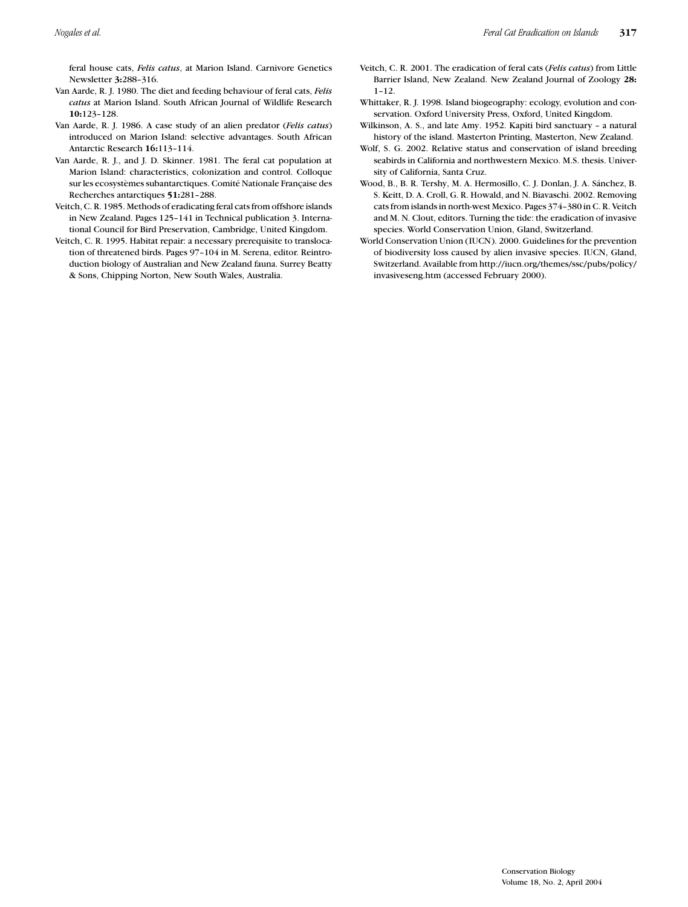feral house cats, *Felis catus*, at Marion Island. Carnivore Genetics Newsletter **3:**288–316.

Van Aarde, R. J. 1980. The diet and feeding behaviour of feral cats, *Felis catus* at Marion Island. South African Journal of Wildlife Research **10:**123–128.

Van Aarde, R. J. 1986. A case study of an alien predator (*Felis catus*) introduced on Marion Island: selective advantages. South African Antarctic Research **16:**113–114.

Van Aarde, R. J., and J. D. Skinner. 1981. The feral cat population at Marion Island: characteristics, colonization and control. Colloque sur les ecosystèmes subantarctiques. Comité Nationale Française des Recherches antarctiques **51:**281–288.

Veitch, C. R. 1985. Methods of eradicating feral cats from offshore islands in New Zealand. Pages 125–141 in Technical publication 3. International Council for Bird Preservation, Cambridge, United Kingdom.

Veitch, C. R. 1995. Habitat repair: a necessary prerequisite to translocation of threatened birds. Pages 97–104 in M. Serena, editor. Reintroduction biology of Australian and New Zealand fauna. Surrey Beatty & Sons, Chipping Norton, New South Wales, Australia.

Veitch, C. R. 2001. The eradication of feral cats (*Felis catus*) from Little Barrier Island, New Zealand. New Zealand Journal of Zoology **28:** 1–12.

Whittaker, R. J. 1998. Island biogeography: ecology, evolution and conservation. Oxford University Press, Oxford, United Kingdom.

Wilkinson, A. S., and late Amy. 1952. Kapiti bird sanctuary – a natural history of the island. Masterton Printing, Masterton, New Zealand.

Wolf, S. G. 2002. Relative status and conservation of island breeding seabirds in California and northwestern Mexico. M.S. thesis. University of California, Santa Cruz.

Wood, B., B. R. Tershy, M. A. Hermosillo, C. J. Donlan, J. A. Sánchez, B. S. Keitt, D. A. Croll, G. R. Howald, and N. Biavaschi. 2002. Removing cats from islands in north-west Mexico. Pages 374–380 in C. R. Veitch and M. N. Clout, editors. Turning the tide: the eradication of invasive species. World Conservation Union, Gland, Switzerland.

World Conservation Union (IUCN). 2000. Guidelines for the prevention of biodiversity loss caused by alien invasive species. IUCN, Gland, Switzerland. Available from http://iucn.org/themes/ssc/pubs/policy/invasiveseng.htm (accessed February 2000).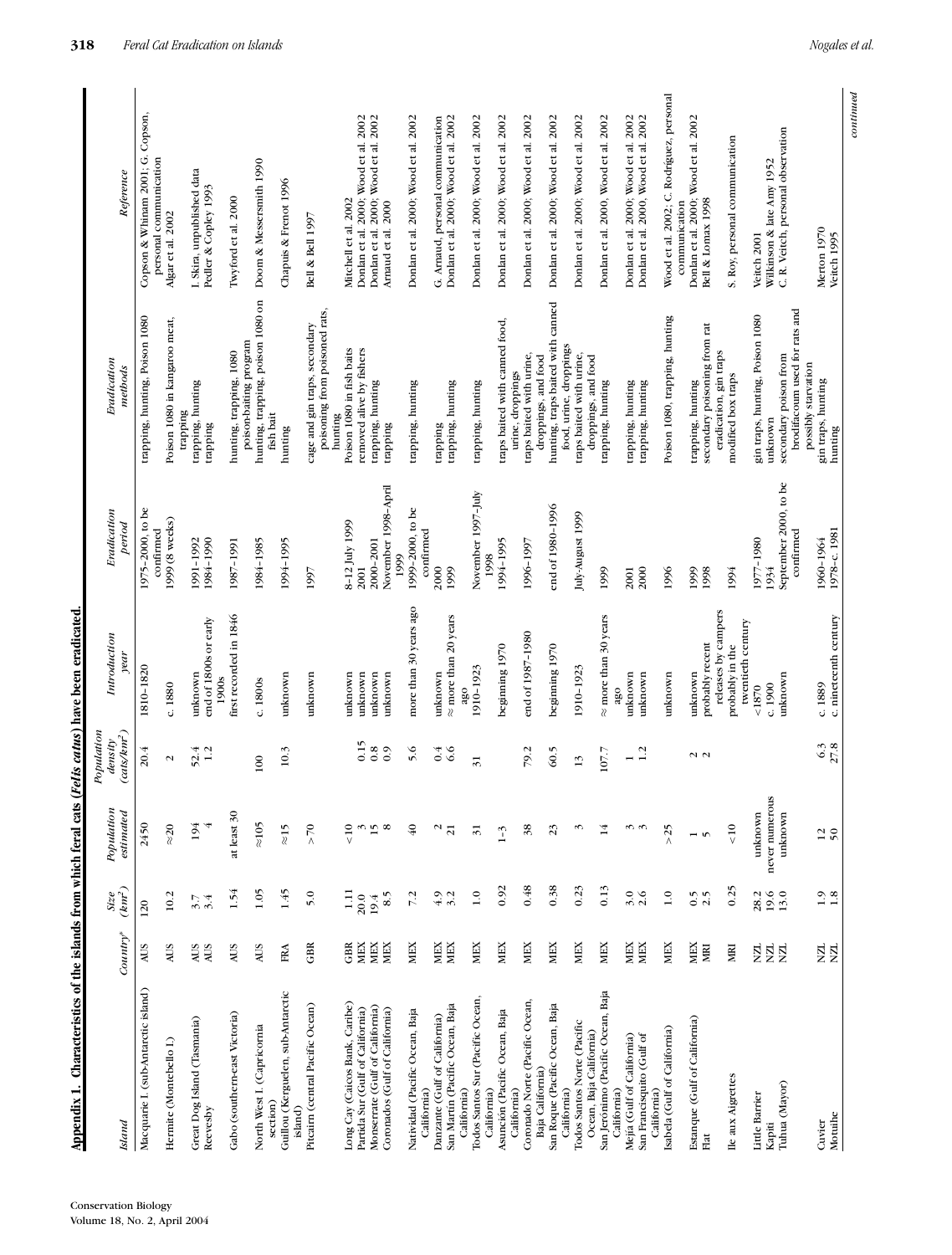## Appendix 1. Characteristics of the islands from which feral cats (*Felis catus*) have been eradicated.

| Island | Country[a] | Size (km²) | Population estimated | Population density (cats/km²) | Introduction year | Eradication period | Eradication methods | Reference |
|---|---|---|---|---|---|---|---|---|
| Macquarie I. (sub-Antarctic island) | AUS | 120 | 2450 | 20.4 | 1810–1820 | 1975–2000, to be confirmed | trapping, hunting, Poison 1080 | Copson & Whinam 2001; G. Copson, personal communication |
| Hermite (Montebello I.) | AUS | 10.2 | ≈20 | 2 | c. 1880 | 1999 (8 weeks) | Poison 1080 in kangaroo meat, trapping | Algar et al. 2002 |
| Great Dog Island (Tasmania) | AUS | 3.7 | 194 | 52.4 | unknown | 1991–1992 | trapping, hunting | I. Skira, unpublished data |
| Reevesby | AUS | 3.4 | 4 | 1.2 | end of 1800s or early 1900s | 1984–1990 | trapping | Pedler & Copley 1993 |
| Gabo (southern-east Victoria) | AUS | 1.54 | at least 30 | | first recorded in 1846 | 1987–1991 | hunting, trapping, 1080 poison-baiting program | Twyford et al. 2000 |
| North West I. (Capricornia section) | AUS | 1.05 | ≈105 | 100 | c. 1800s | 1984–1985 | hunting, trapping, poison 1080 on fish bait | Domm & Messersmith 1990 |
| Guillou (Kerguelen, sub-Antarctic island) | FRA | 1.45 | ≈15 | 10.3 | unknown | 1994–1995 | hunting | Chapuis & Frenot 1996 |
| Pitcairn (central Pacific Ocean) | GBR | 5.0 | >70 | | unknown | 1997 | cage and gin traps, secondary poisoning from poisoned rats, hunting | Bell & Bell 1997 |
| Long Cay (Caicos Bank, Caribe) | GBR | 1.11 | <10 | | unknown | 8–12 July 1999 | Poison 1080 in fish baits | Mitchell et al. 2002 |
| Partida Sur (Gulf of California) | MEX | 20.0 | 3 | 0.15 | unknown | 2001 | removed alive by fishers | Donlan et al. 2000; Wood et al. 2002 |
| Monserrate (Gulf of California) | MEX | 19.4 | 15 | 0.8 | unknown | 2000–2001 | trapping, hunting | Donlan et al. 2000; Wood et al. 2002 |
| Coronados (Gulf of California) | MEX | 8.5 | 8 | 0.9 | unknown | November 1998–April 1999 | trapping | Arnaud et al. 2000 |
| Natividad (Pacific Ocean, Baja California) | MEX | 7.2 | 40 | 5.6 | more than 30 years ago | 1999–2000, to be confirmed | trapping, hunting | Donlan et al. 2000; Wood et al. 2002 |
| Danzante (Gulf of California) | MEX | 4.9 | 2 | 0.4 | unknown | 2000 | trapping | G. Arnaud, personal communication |
| San Martín (Pacific Ocean, Baja California) | MEX | 3.2 | 21 | 6.6 | ≈ more than 20 years ago | 1999 | trapping, hunting | Donlan et al. 2000; Wood et al. 2002 |
| Todos Santos Sur (Pacific Ocean, California) | MEX | 1.0 | 31 | 31 | 1910–1923 | November 1997–July 1998 | trapping, hunting | Donlan et al. 2000; Wood et al. 2002 |
| Asunción (Pacific Ocean, Baja California) | MEX | 0.92 | 1–3 | | beginning 1970 | 1994–1995 | traps baited with canned food, urine, droppings | Donlan et al. 2000; Wood et al. 2002 |
| Coronado Norte (Pacific Ocean, Baja California) | MEX | 0.48 | 38 | 79.2 | end of 1987–1980 | 1996–1997 | traps baited with urine, droppings, and food | Donlan et al. 2000; Wood et al. 2002 |
| San Roque (Pacific Ocean, Baja California) | MEX | 0.38 | 23 | 60.5 | beginning 1970 | end of 1980–1996 | hunting, traps baited with canned food, urine, droppings | Donlan et al. 2000; Wood et al. 2002 |
| Todos Santos Norte (Pacific Ocean, Baja California) | MEX | 0.23 | 3 | 13 | 1910–1923 | July-August 1999 | traps baited with urine, droppings, and food | Donlan et al. 2000; Wood et al. 2002 |
| San Jerónimo (Pacific Ocean, Baja California) | MEX | 0.13 | 14 | 107.7 | ≈ more than 30 years ago | 1999 | trapping, hunting | Donlan et al. 2000, Wood et al. 2002 |
| Mejía (Gulf of California) | MEX | 3.0 | 3 | 1 | unknown | 2001 | trapping, hunting | Donlan et al. 2000; Wood et al. 2002 |
| San Francisquito (Gulf of California) | MEX | 2.6 | 3 | 1.2 | unknown | 2000 | trapping, hunting | Donlan et al. 2000, Wood et al. 2002 |
| Isabela (Gulf of California) | MEX | 1.0 | >25 | | unknown | 1996 | Poison 1080, trapping, hunting | Wood et al. 2002; C. Rodríguez, personal communication |
| Estanque (Gulf of California) | MEX | 0.5 | 1 | 2 | unknown | 1999 | trapping, hunting | Donlan et al. 2000; Wood et al. 2002 |
| Flat | MRI | 2.5 | 5 | 2 | probably recent releases by campers | 1998 | secondary poisoning from rat eradication, gin traps | Bell & Lomax 1998 |
| Ile aux Aigrettes | MRI | 0.25 | <10 | | probably in the twentieth century | 1994 | modified box traps | S. Roy, personal communication |
| Little Barrier | NZL | 28.2 | unknown | | <1870 | 1977–1980 | gin traps, hunting, Poison 1080 | Veitch 2001 |
| Kapiti | NZL | 19.6 | never numerous | | c. 1900 | 1934 | unknown | Wilkinson & late Amy 1952 |
| Tuhua (Mayor) | NZL | 13.0 | unknown | | unknown | September 2000, to be confirmed | secondary poison from brodifacoum used for rats and possibly starvation | C. R. Veitch, personal observation |
| Cuvier | NZL | 1.9 | 12 | 6.3 | c. 1889 | 1960–1964 | gin traps, hunting | Merton 1970 |
| Motuihe | NZL | 1.8 | 50 | 27.8 | c. nineteenth century | 1978–c. 1981 | hunting | Veitch 1995 |

*continued*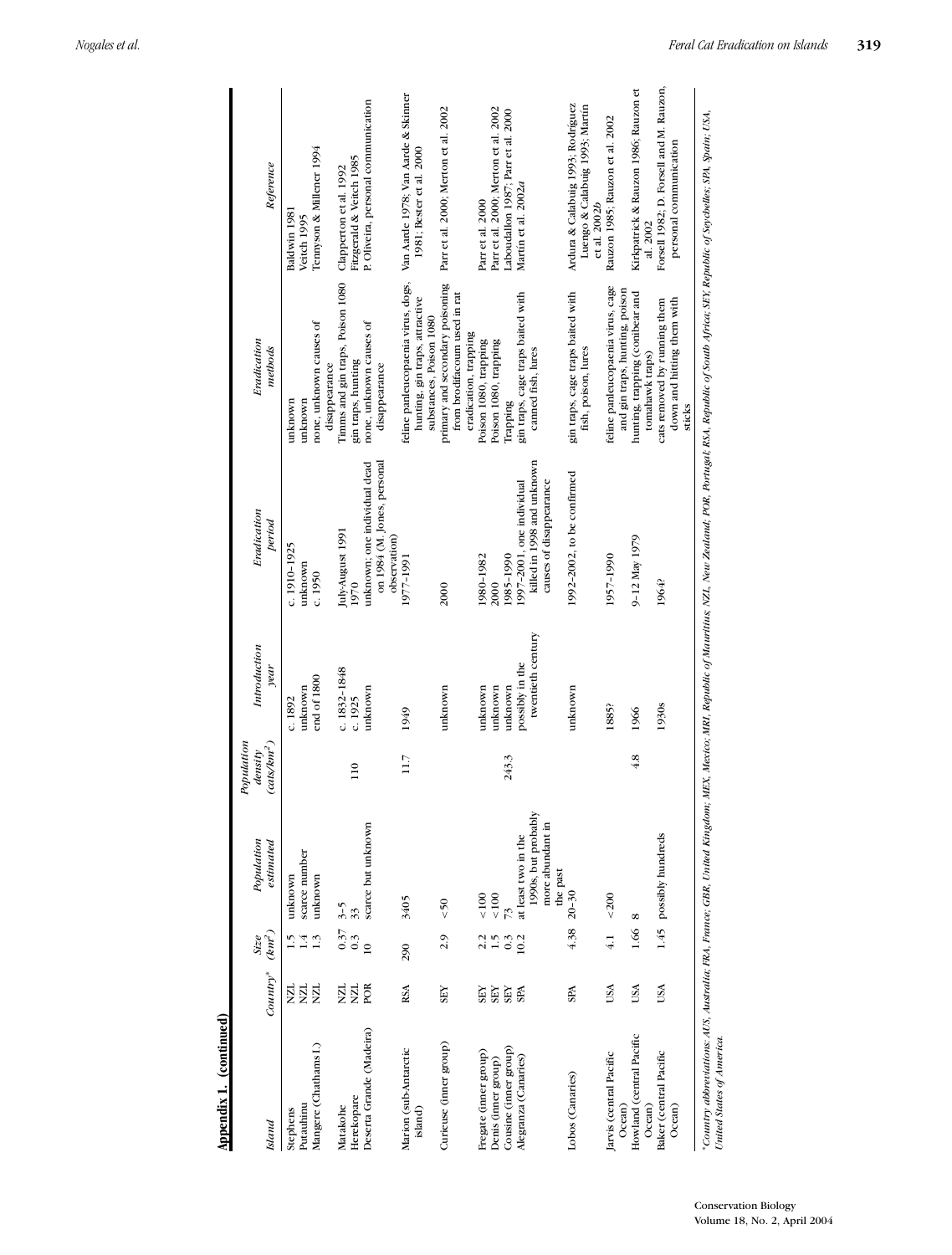**Appendix 1. (continued)**

| Island | Country* | Size ($km^2$) | Population estimated | Population density ($cats/km^2$) | Introduction year | Eradication period | Eradication methods | Reference |
|---|---|---|---|---|---|---|---|---|
| Stephens | NZL | 1.5 | unknown | | c. 1892 | c. 1910–1925 | unknown | Baldwin 1981 |
| Putauhinu | NZL | 1.4 | scarce number | | unknown | unknown | unknown | Veitch 1995 |
| Mangere (Chathams I.) | NZL | 1.3 | unknown | | end of 1800 | c. 1950 | none, unknown causes of disappearance | Tennyson & Millener 1994 |
| Matakohe | NZL | 0.37 | 3–5 | | c. 1832–1848 | July-August 1991 | Timms and gin traps, Poison 1080 | Clapperton et al. 1992 |
| Herekopare | NZL | 0.3 | 33 | 110 | c. 1925 | 1970 | gin traps, hunting | Fitzgerald & Veitch 1985 |
| Deserta Grande (Madeira) | POR | 10 | scarce but unknown | | unknown | unknown; one individual dead on 1984 (M. Jones, personal observation) | none, unknown causes of disappearance | P. Oliveira, personal communication |
| Marion (sub-Antarctic island) | RSA | 290 | 3405 | 11.7 | 1949 | 1977–1991 | feline panleucopaenia virus, dogs, hunting, gin traps, attractive substances, Poison 1080 | Van Aarde 1978; Van Aarde & Skinner 1981; Bester et al. 2000 |
| Curieuse (inner group) | SEY | 2.9 | <50 | | unknown | 2000 | primary and secondary poisoning from brodifacoum used in rat eradication, trapping | Parr et al. 2000; Merton et al. 2002 |
| Fregate (inner group) | SEY | 2.2 | <100 | | unknown | 1980–1982 | Poison 1080, trapping | Parr et al. 2000 |
| Denis (inner group) | SEY | 1.5 | <100 | | unknown | 2000 | Poison 1080, trapping | Parr et al. 2000; Merton et al. 2002 |
| Cousine (inner group) | SEY | 0.3 | 73 | 243.3 | unknown | 1985–1990 | Trapping | Laboudallon 1987; Parr et al. 2000 |
| Alegranza (Canaries) | SPA | 10.2 | at least two in the 1990s, but probably more abundant in the past | | possibly in the twentieth century | 1997–2001, one individual killed in 1998 and unknown causes of disappearance | gin traps, cage traps baited with canned fish, lures | Martín et al. 2002*a* |
| Lobos (Canaries) | SPA | 4.38 | 20–30 | | unknown | 1992–2002, to be confirmed | gin traps, cage traps baited with fish, poison, lures | Ardura & Calabuig 1993; Rodríguez Luengo & Calabuig 1993; Martín et al. 2002*b* |
| Jarvis (central Pacific Ocean) | USA | 4.1 | <200 | | 1885? | 1957–1990 | feline panleucopaenia virus, cage and gin traps, hunting, poison | Rauzon 1985; Rauzon et al. 2002 |
| Howland (central Pacific Ocean) | USA | 1.66 | 8 | 4.8 | 1966 | 9–12 May 1979 | hunting, trapping (conibear and tomahawk traps) | Kirkpatrick & Rauzon 1986; Rauzon et al. 2002 |
| Baker (central Pacific Ocean) | USA | 1.45 | possibly hundreds | | 1930s | 1964? | cats removed by running them down and hitting them with sticks | Forsell 1982; D. Forsell and M. Rauzon, personal communication |

*Country abbreviations: AUS, Australia; FRA, France; GBR, United Kingdom; MEX, Mexico; MRI, Republic of Mauritius; NZL, New Zealand; POR, Portugal; RSA, Republic of South Africa; SEY, Republic of Seychelles; SPA, Spain; USA, United States of America.